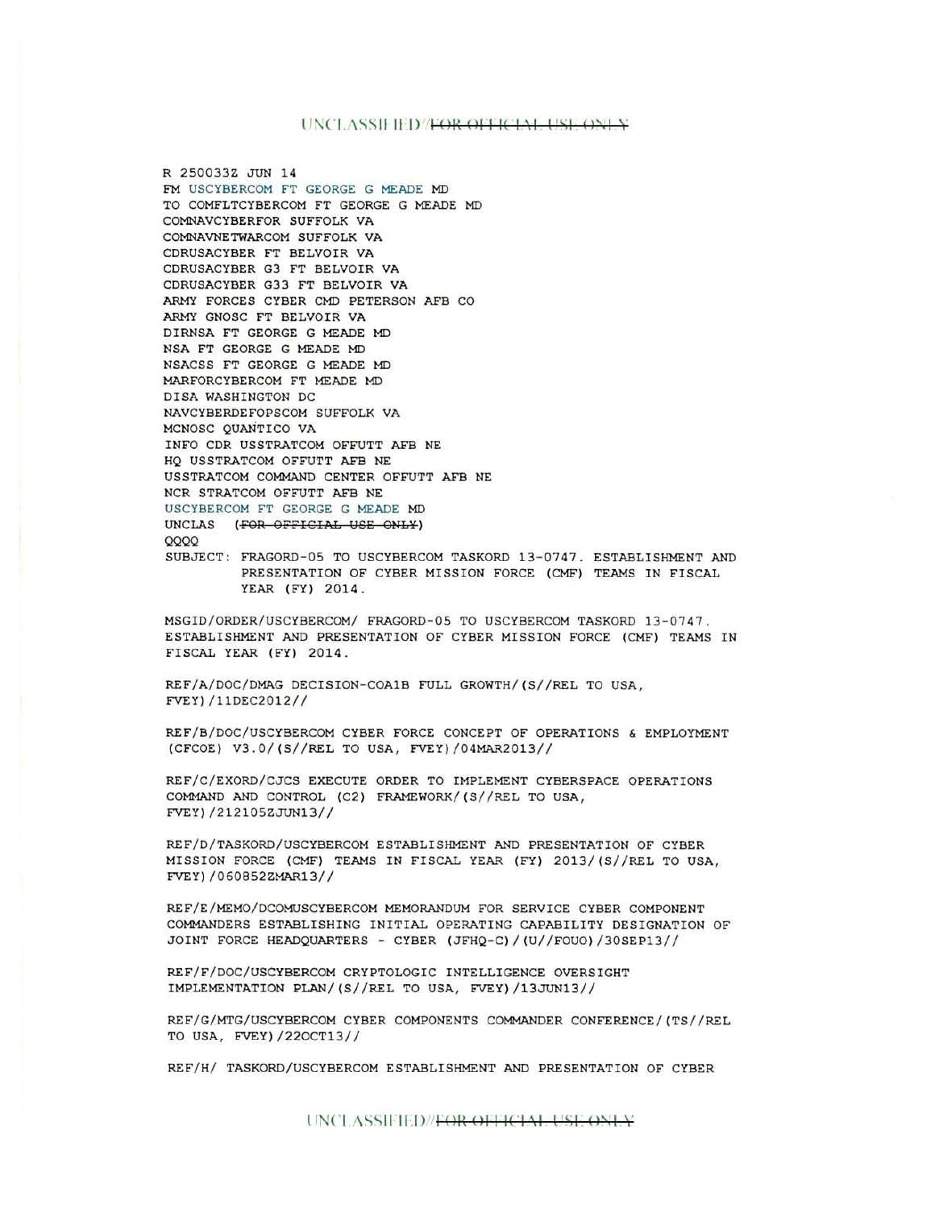R 250033Z JUN 14
FM USCYBERCOM FT GEORGE G MEADE MD
TO COMFLTCYBERCOM FT GEORGE G MEADE MD
COMNAVCYBERFOR SUFFOLK VA
COMNAVNETWARCOM SUFFOLK VA
CDRUSACYBER FT BELVOIR VA
CDRUSACYBER G3 FT BELVOIR VA
CDRUSACYBER G33 FT BELVOIR VA
ARMY FORCES CYBER CMD PETERSON AFB CO
ARMY GNOSC FT BELVOIR VA
DIRNSA FT GEORGE G MEADE MD
NSA FT GEORGE G MEADE MD
NSACSS FT GEORGE G MEADE MD
MARFORCYBERCOM FT MEADE MD
DISA WASHINGTON DC
NAVCYBERDEFOPSCOM SUFFOLK VA
MCNOSC QUANTICO VA
INFO CDR USSTRATCOM OFFUTT AFB NE
HQ USSTRATCOM OFFUTT AFB NE
USSTRATCOM COMMAND CENTER OFFUTT AFB NE
NCR STRATCOM OFFUTT AFB NE
USCYBERCOM FT GEORGE G MEADE MD
UNCLAS ( ~~FOR OFFICIAL USE ONLY~~ )
QQQQ

SUBJECT: FRAGORD-05 TO USCYBERCOM TASKORD 13-0747. ESTABLISHMENT AND PRESENTATION OF CYBER MISSION FORCE (CMF) TEAMS IN FISCAL YEAR (FY) 2014.

MSGID/ORDER/USCYBERCOM/ FRAGORD-05 TO USCYBERCOM TASKORD 13-0747. ESTABLISHMENT AND PRESENTATION OF CYBER MISSION FORCE (CMF) TEAMS IN FISCAL YEAR (FY) 2014.

REF/A/DOC/DMAG DECISION-COA1B FULL GROWTH/(S//REL TO USA, FVEY)/11DEC2012//

REF/B/DOC/USCYBERCOM CYBER FORCE CONCEPT OF OPERATIONS & EMPLOYMENT (CFCOE) V3.0/(S//REL TO USA, FVEY)/04MAR2013//

REF/C/EXORD/CJCS EXECUTE ORDER TO IMPLEMENT CYBERSPACE OPERATIONS COMMAND AND CONTROL (C2) FRAMEWORK/(S//REL TO USA, FVEY)/212105ZJUN13//

REF/D/TASKORD/USCYBERCOM ESTABLISHMENT AND PRESENTATION OF CYBER MISSION FORCE (CMF) TEAMS IN FISCAL YEAR (FY) 2013/(S//REL TO USA, FVEY)/060852ZMAR13//

REF/E/MEMO/DCOMUSCYBERCOM MEMORANDUM FOR SERVICE CYBER COMPONENT COMMANDERS ESTABLISHING INITIAL OPERATING CAPABILITY DESIGNATION OF JOINT FORCE HEADQUARTERS - CYBER (JFHQ-C)/(U//FOUO)/30SEP13//

REF/F/DOC/USCYBERCOM CRYPTOLOGIC INTELLIGENCE OVERSIGHT IMPLEMENTATION PLAN/(S//REL TO USA, FVEY)/13JUN13//

REF/G/MTG/USCYBERCOM CYBER COMPONENTS COMMANDER CONFERENCE/(TS//REL TO USA, FVEY)/22OCT13//

REF/H/ TASKORD/USCYBERCOM ESTABLISHMENT AND PRESENTATION OF CYBER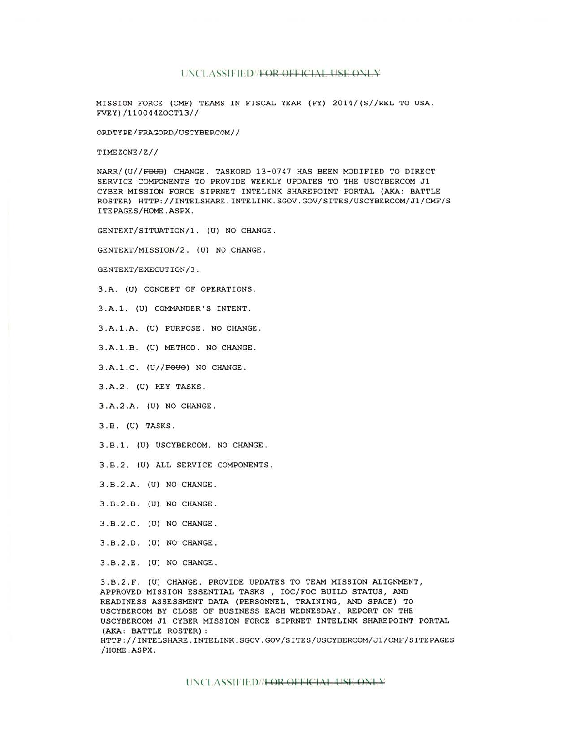MISSION FORCE (CMF) TEAMS IN FISCAL YEAR (FY) 2014/(S//REL TO USA, FVEY)/110044ZOCT13//

ORDTYPE/FRAGORD/USCYBERCOM//

TIMEZONE/Z//

NARR/(U//~~FOUO~~) CHANGE. TASKORD 13-0747 HAS BEEN MODIFIED TO DIRECT SERVICE COMPONENTS TO PROVIDE WEEKLY UPDATES TO THE USCYBERCOM J1 CYBER MISSION FORCE SIPRNET INTELINK SHAREPOINT PORTAL (AKA: BATTLE ROSTER) HTTP://INTELSHARE.INTELINK.SGOV.GOV/SITES/USCYBERCOM/J1/CMF/SITEPAGES/HOME.ASPX.

GENTEXT/SITUATION/1. (U) NO CHANGE.

GENTEXT/MISSION/2. (U) NO CHANGE.

GENTEXT/EXECUTION/3.

3.A. (U) CONCEPT OF OPERATIONS.

3.A.1. (U) COMMANDER'S INTENT.

3.A.1.A. (U) PURPOSE. NO CHANGE.

3.A.1.B. (U) METHOD. NO CHANGE.

3.A.1.C. (U//~~FOUO~~) NO CHANGE.

3.A.2. (U) KEY TASKS.

3.A.2.A. (U) NO CHANGE.

3.B. (U) TASKS.

3.B.1. (U) USCYBERCOM. NO CHANGE.

3.B.2. (U) ALL SERVICE COMPONENTS.

3.B.2.A. (U) NO CHANGE.

3.B.2.B. (U) NO CHANGE.

3.B.2.C. (U) NO CHANGE.

3.B.2.D. (U) NO CHANGE.

3.B.2.E. (U) NO CHANGE.

3.B.2.F. (U) CHANGE. PROVIDE UPDATES TO TEAM MISSION ALIGNMENT, APPROVED MISSION ESSENTIAL TASKS , IOC/FOC BUILD STATUS, AND READINESS ASSESSMENT DATA (PERSONNEL, TRAINING, AND SPACE) TO USCYBERCOM BY CLOSE OF BUSINESS EACH WEDNESDAY. REPORT ON THE USCYBERCOM J1 CYBER MISSION FORCE SIPRNET INTELINK SHAREPOINT PORTAL (AKA: BATTLE ROSTER): HTTP://INTELSHARE.INTELINK.SGOV.GOV/SITES/USCYBERCOM/J1/CMF/SITEPAGES/HOME.ASPX.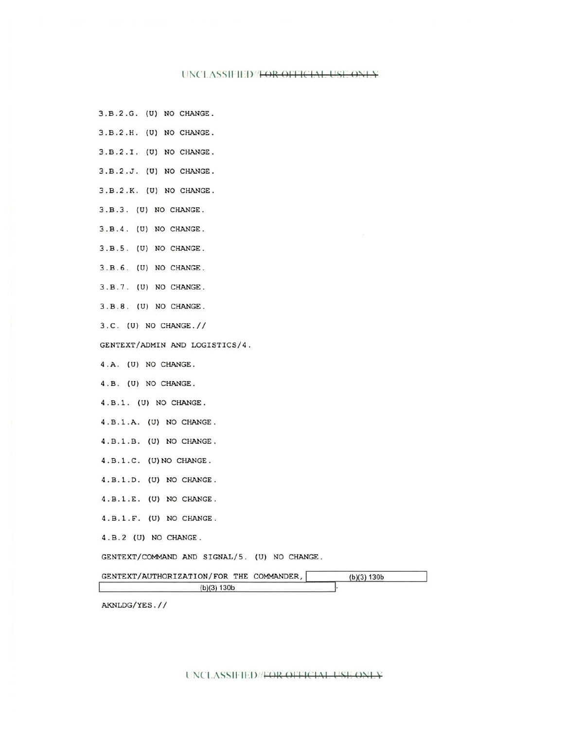3.B.2.G. (U) NO CHANGE.

3.B.2.H. (U) NO CHANGE.

3.B.2.I. (U) NO CHANGE.

3.B.2.J. (U) NO CHANGE.

3.B.2.K. (U) NO CHANGE.

3.B.3. (U) NO CHANGE.

3.B.4. (U) NO CHANGE.

3.B.5. (U) NO CHANGE.

3.B.6. (U) NO CHANGE.

3.B.7. (U) NO CHANGE.

3.B.8. (U) NO CHANGE.

3.C. (U) NO CHANGE.//

GENTEXT/ADMIN AND LOGISTICS/4.

4.A. (U) NO CHANGE.

4.B. (U) NO CHANGE.

4.B.1. (U) NO CHANGE.

4.B.1.A. (U) NO CHANGE.

4.B.1.B. (U) NO CHANGE.

4.B.1.C. (U)NO CHANGE.

4.B.1.D. (U) NO CHANGE.

4.B.1.E. (U) NO CHANGE.

4.B.1.F. (U) NO CHANGE.

4.B.2 (U) NO CHANGE.

GENTEXT/COMMAND AND SIGNAL/5. (U) NO CHANGE.

GENTEXT/AUTHORIZATION/FOR THE COMMANDER, [(b)(3) 130b] [(b)(3) 130b].

AKNLDG/YES.//